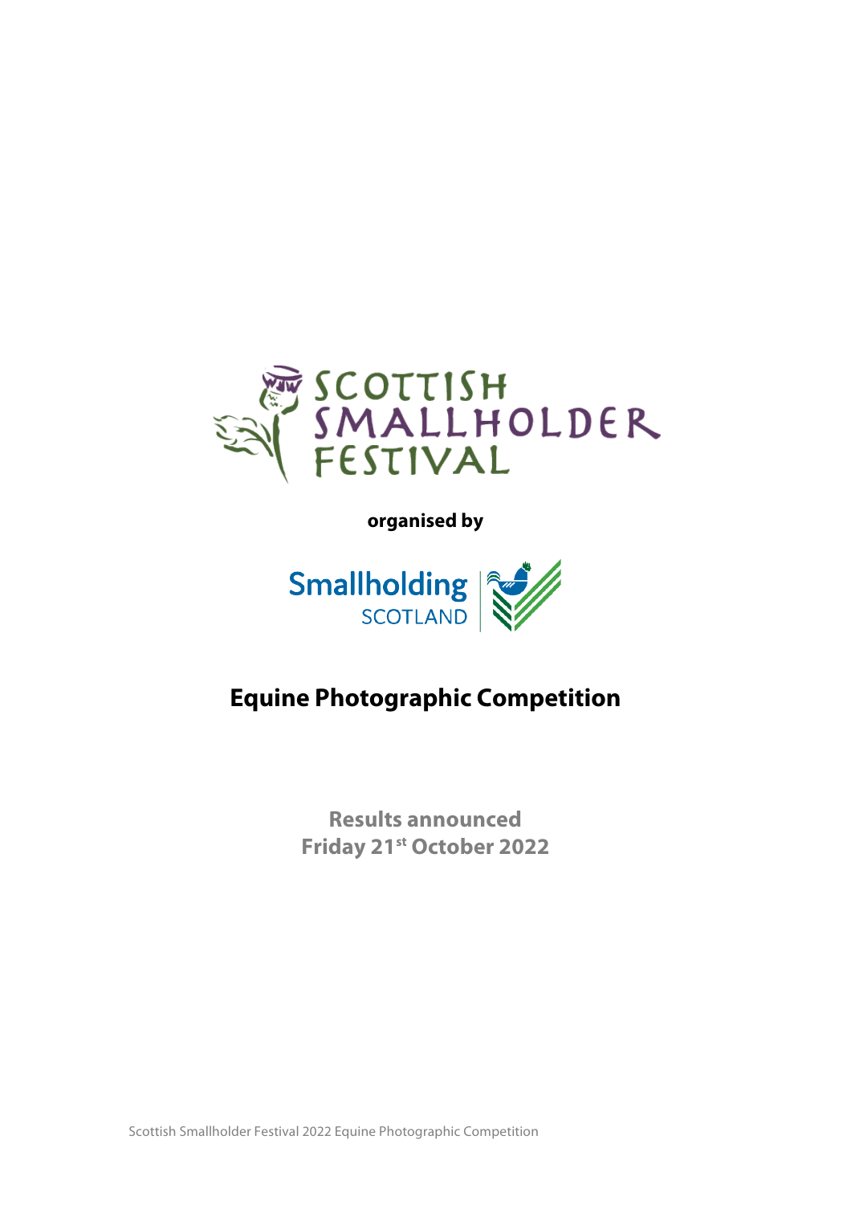SCOTTISH SMALLHOLDER FESTIVAL

**organised by**

Smallholding SCOTLAND

# Equine Photographic Competition

**Results announced**
**Friday 21st October 2022**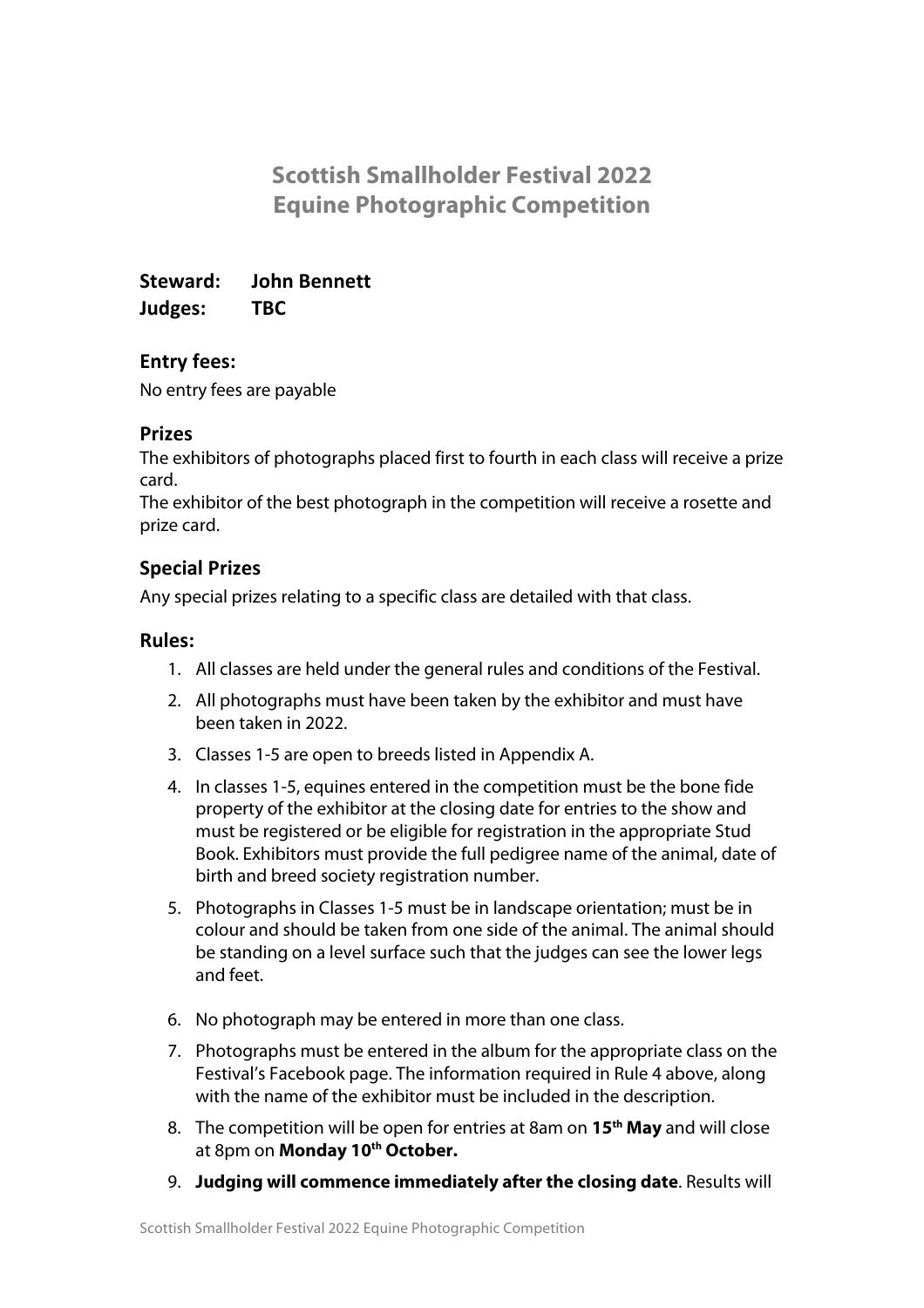# Scottish Smallholder Festival 2022
# Equine Photographic Competition

**Steward: John Bennett**
**Judges: TBC**

## Entry fees:

No entry fees are payable

## Prizes

The exhibitors of photographs placed first to fourth in each class will receive a prize card.
The exhibitor of the best photograph in the competition will receive a rosette and prize card.

## Special Prizes

Any special prizes relating to a specific class are detailed with that class.

## Rules:

1. All classes are held under the general rules and conditions of the Festival.
2. All photographs must have been taken by the exhibitor and must have been taken in 2022.
3. Classes 1-5 are open to breeds listed in Appendix A.
4. In classes 1-5, equines entered in the competition must be the bone fide property of the exhibitor at the closing date for entries to the show and must be registered or be eligible for registration in the appropriate Stud Book. Exhibitors must provide the full pedigree name of the animal, date of birth and breed society registration number.
5. Photographs in Classes 1-5 must be in landscape orientation; must be in colour and should be taken from one side of the animal. The animal should be standing on a level surface such that the judges can see the lower legs and feet.
6. No photograph may be entered in more than one class.
7. Photographs must be entered in the album for the appropriate class on the Festival's Facebook page. The information required in Rule 4 above, along with the name of the exhibitor must be included in the description.
8. The competition will be open for entries at 8am on **15th May** and will close at 8pm on **Monday 10th October.**
9. **Judging will commence immediately after the closing date**. Results will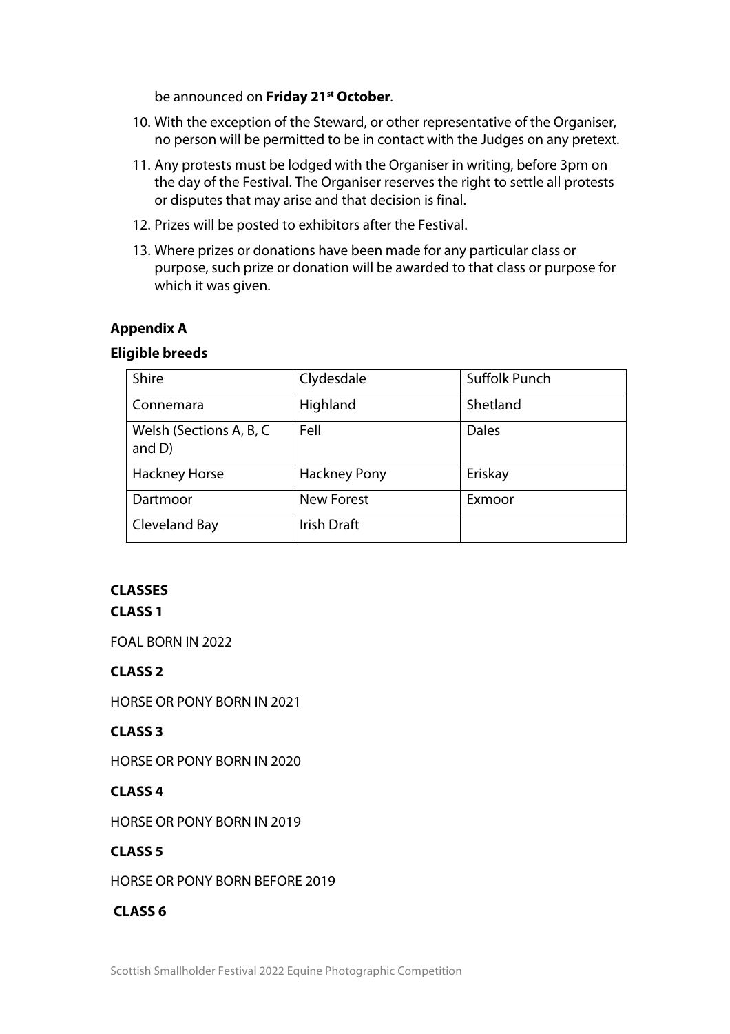be announced on **Friday 21st October**.

10. With the exception of the Steward, or other representative of the Organiser, no person will be permitted to be in contact with the Judges on any pretext.
11. Any protests must be lodged with the Organiser in writing, before 3pm on the day of the Festival. The Organiser reserves the right to settle all protests or disputes that may arise and that decision is final.
12. Prizes will be posted to exhibitors after the Festival.
13. Where prizes or donations have been made for any particular class or purpose, such prize or donation will be awarded to that class or purpose for which it was given.

**Appendix A**

**Eligible breeds**

| Shire | Clydesdale | Suffolk Punch |
|---|---|---|
| Connemara | Highland | Shetland |
| Welsh (Sections A, B, C and D) | Fell | Dales |
| Hackney Horse | Hackney Pony | Eriskay |
| Dartmoor | New Forest | Exmoor |
| Cleveland Bay | Irish Draft | |

**CLASSES**

**CLASS 1**

FOAL BORN IN 2022

**CLASS 2**

HORSE OR PONY BORN IN 2021

**CLASS 3**

HORSE OR PONY BORN IN 2020

**CLASS 4**

HORSE OR PONY BORN IN 2019

**CLASS 5**

HORSE OR PONY BORN BEFORE 2019

**CLASS 6**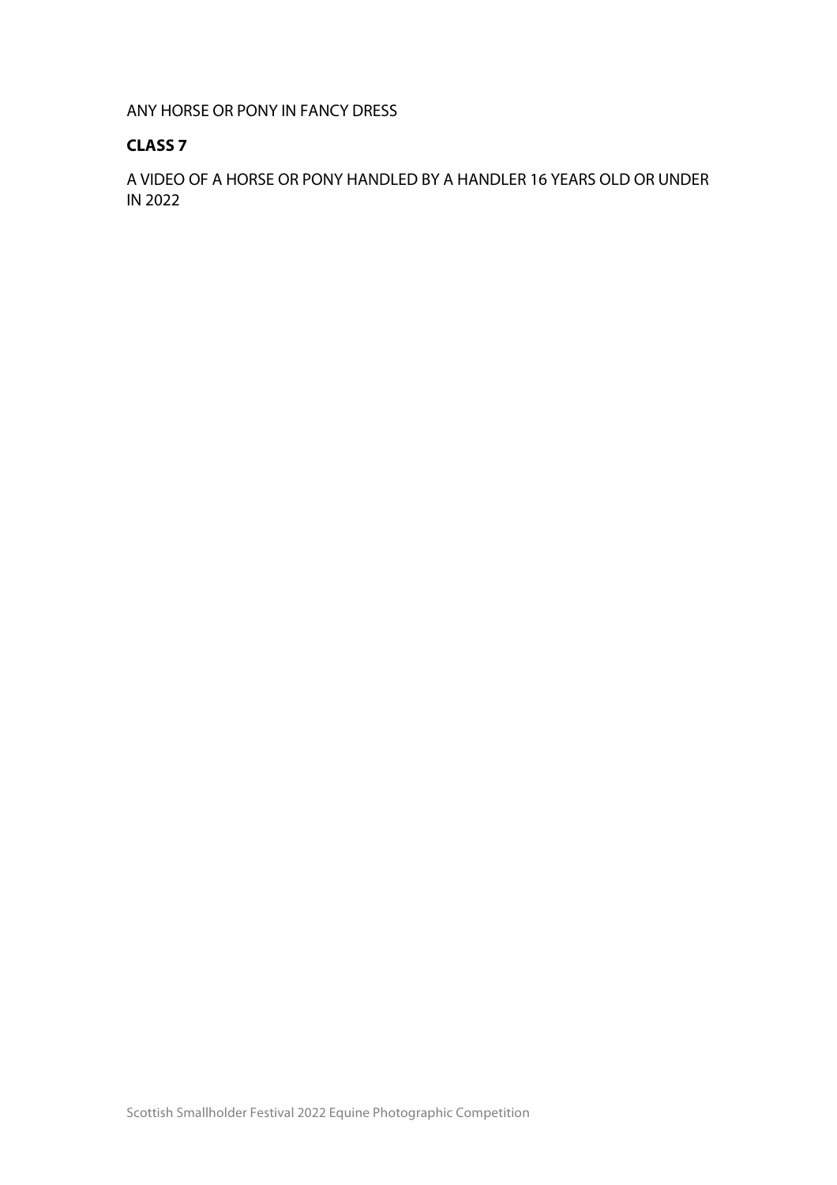ANY HORSE OR PONY IN FANCY DRESS

**CLASS 7**

A VIDEO OF A HORSE OR PONY HANDLED BY A HANDLER 16 YEARS OLD OR UNDER IN 2022